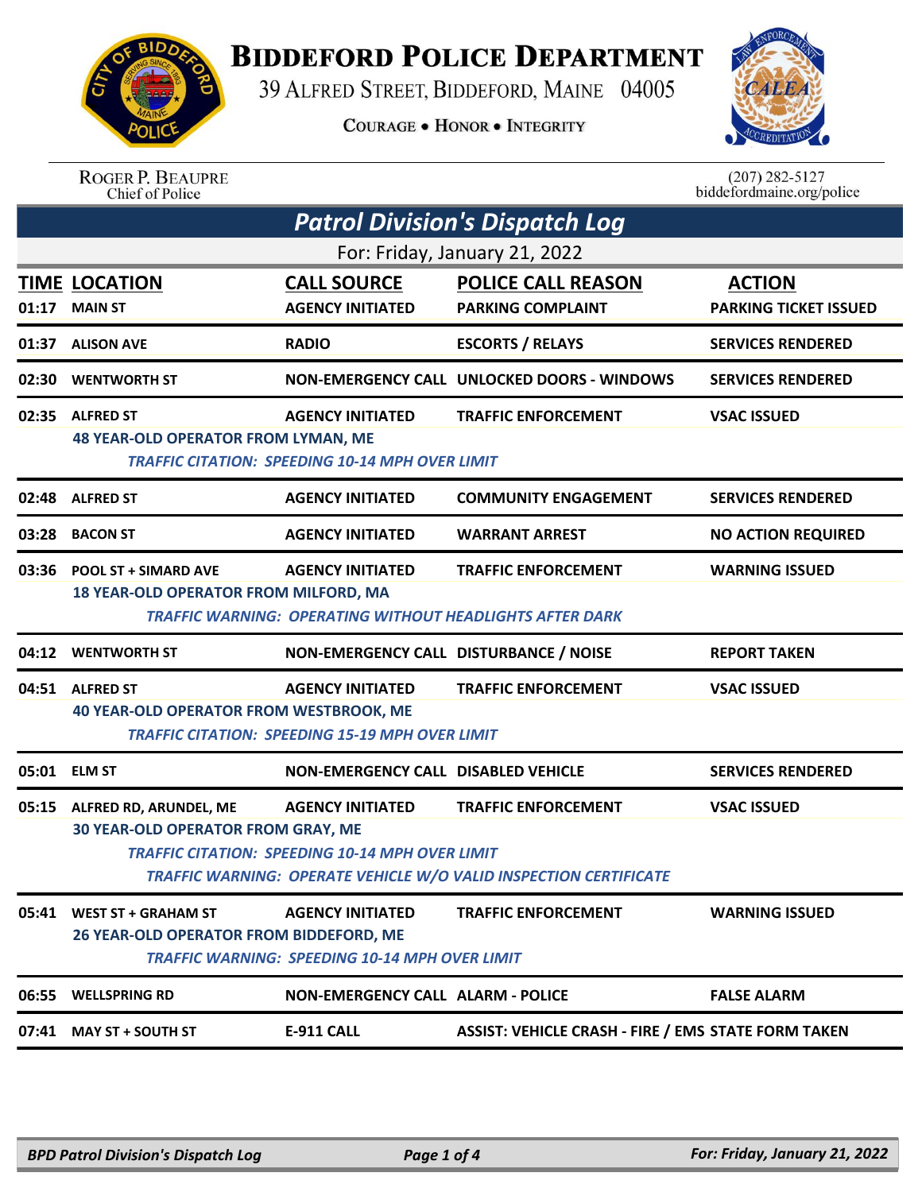# Biddeford Police Department

39 Alfred Street, Biddeford, Maine 04005

Courage • Honor • Integrity

Roger P. Beaupre
Chief of Police

(207) 282-5127
biddefordmaine.org/police

## Patrol Division's Dispatch Log

For: Friday, January 21, 2022

| TIME | LOCATION | CALL SOURCE | POLICE CALL REASON | ACTION |
|---|---|---|---|---|
| 01:17 | MAIN ST | AGENCY INITIATED | PARKING COMPLAINT | PARKING TICKET ISSUED |
| 01:37 | ALISON AVE | RADIO | ESCORTS / RELAYS | SERVICES RENDERED |
| 02:30 | WENTWORTH ST | NON-EMERGENCY CALL | UNLOCKED DOORS - WINDOWS | SERVICES RENDERED |
| 02:35 | ALFRED ST | AGENCY INITIATED | TRAFFIC ENFORCEMENT | VSAC ISSUED |
| | 48 YEAR-OLD OPERATOR FROM LYMAN, ME | | | |
| | *TRAFFIC CITATION: SPEEDING 10-14 MPH OVER LIMIT* | | | |
| 02:48 | ALFRED ST | AGENCY INITIATED | COMMUNITY ENGAGEMENT | SERVICES RENDERED |
| 03:28 | BACON ST | AGENCY INITIATED | WARRANT ARREST | NO ACTION REQUIRED |
| 03:36 | POOL ST + SIMARD AVE | AGENCY INITIATED | TRAFFIC ENFORCEMENT | WARNING ISSUED |
| | 18 YEAR-OLD OPERATOR FROM MILFORD, MA | | | |
| | *TRAFFIC WARNING: OPERATING WITHOUT HEADLIGHTS AFTER DARK* | | | |
| 04:12 | WENTWORTH ST | NON-EMERGENCY CALL | DISTURBANCE / NOISE | REPORT TAKEN |
| 04:51 | ALFRED ST | AGENCY INITIATED | TRAFFIC ENFORCEMENT | VSAC ISSUED |
| | 40 YEAR-OLD OPERATOR FROM WESTBROOK, ME | | | |
| | *TRAFFIC CITATION: SPEEDING 15-19 MPH OVER LIMIT* | | | |
| 05:01 | ELM ST | NON-EMERGENCY CALL | DISABLED VEHICLE | SERVICES RENDERED |
| 05:15 | ALFRED RD, ARUNDEL, ME | AGENCY INITIATED | TRAFFIC ENFORCEMENT | VSAC ISSUED |
| | 30 YEAR-OLD OPERATOR FROM GRAY, ME | | | |
| | *TRAFFIC CITATION: SPEEDING 10-14 MPH OVER LIMIT* | | | |
| | *TRAFFIC WARNING: OPERATE VEHICLE W/O VALID INSPECTION CERTIFICATE* | | | |
| 05:41 | WEST ST + GRAHAM ST | AGENCY INITIATED | TRAFFIC ENFORCEMENT | WARNING ISSUED |
| | 26 YEAR-OLD OPERATOR FROM BIDDEFORD, ME | | | |
| | *TRAFFIC WARNING: SPEEDING 10-14 MPH OVER LIMIT* | | | |
| 06:55 | WELLSPRING RD | NON-EMERGENCY CALL | ALARM - POLICE | FALSE ALARM |
| 07:41 | MAY ST + SOUTH ST | E-911 CALL | ASSIST: VEHICLE CRASH - FIRE / EMS | STATE FORM TAKEN |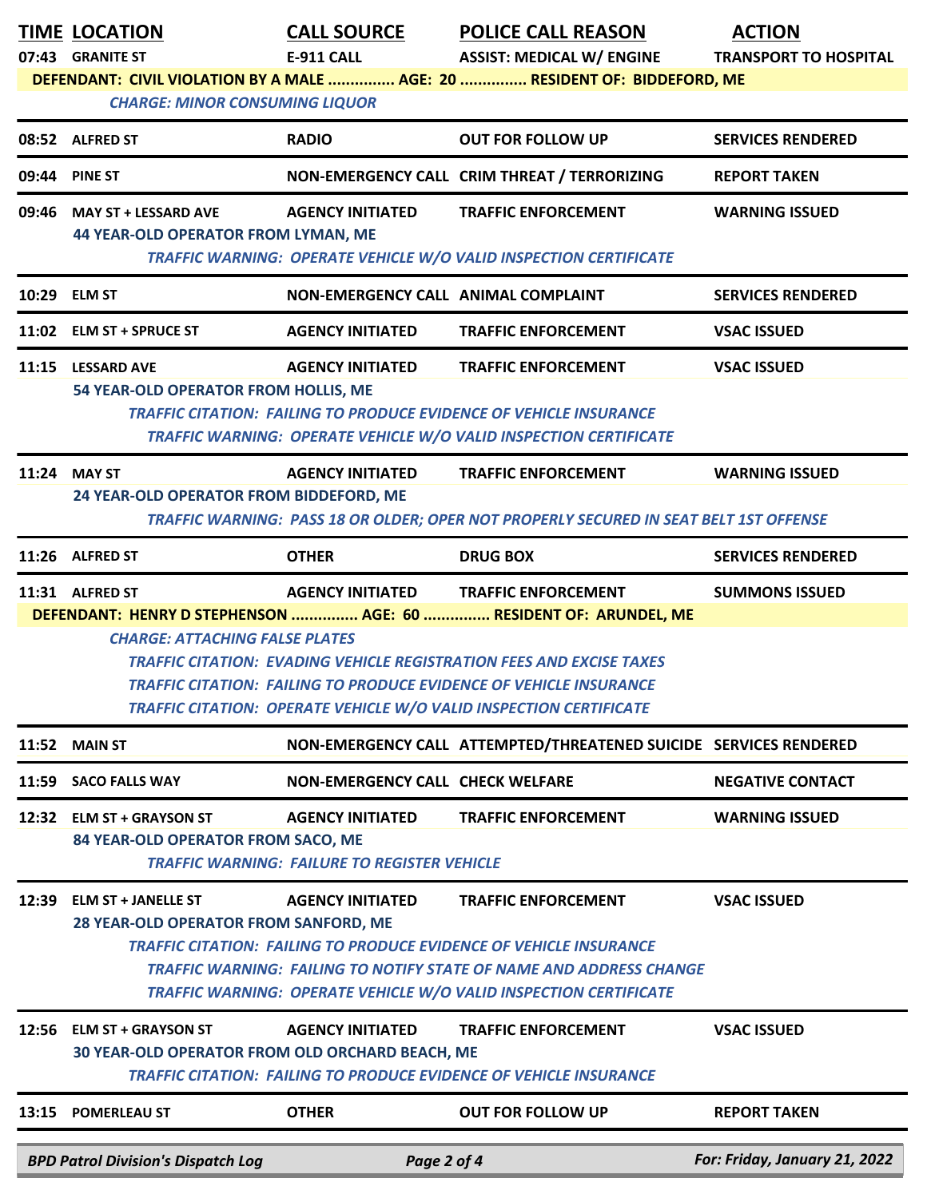| TIME | LOCATION | CALL SOURCE | POLICE CALL REASON | ACTION |
|---|---|---|---|---|
| 07:43 | GRANITE ST | E-911 CALL | ASSIST: MEDICAL W/ ENGINE | TRANSPORT TO HOSPITAL |

**DEFENDANT: CIVIL VIOLATION BY A MALE .............. AGE: 20 .............. RESIDENT OF: BIDDEFORD, ME**

*CHARGE: MINOR CONSUMING LIQUOR*

| TIME | LOCATION | CALL SOURCE | POLICE CALL REASON | ACTION |
|---|---|---|---|---|
| 08:52 | ALFRED ST | RADIO | OUT FOR FOLLOW UP | SERVICES RENDERED |
| 09:44 | PINE ST | NON-EMERGENCY CALL | CRIM THREAT / TERRORIZING | REPORT TAKEN |
| 09:46 | MAY ST + LESSARD AVE | AGENCY INITIATED | TRAFFIC ENFORCEMENT | WARNING ISSUED |

**44 YEAR-OLD OPERATOR FROM LYMAN, ME**

*TRAFFIC WARNING: OPERATE VEHICLE W/O VALID INSPECTION CERTIFICATE*

| TIME | LOCATION | CALL SOURCE | POLICE CALL REASON | ACTION |
|---|---|---|---|---|
| 10:29 | ELM ST | NON-EMERGENCY CALL | ANIMAL COMPLAINT | SERVICES RENDERED |
| 11:02 | ELM ST + SPRUCE ST | AGENCY INITIATED | TRAFFIC ENFORCEMENT | VSAC ISSUED |
| 11:15 | LESSARD AVE | AGENCY INITIATED | TRAFFIC ENFORCEMENT | VSAC ISSUED |

**54 YEAR-OLD OPERATOR FROM HOLLIS, ME**

*TRAFFIC CITATION: FAILING TO PRODUCE EVIDENCE OF VEHICLE INSURANCE*
*TRAFFIC WARNING: OPERATE VEHICLE W/O VALID INSPECTION CERTIFICATE*

| TIME | LOCATION | CALL SOURCE | POLICE CALL REASON | ACTION |
|---|---|---|---|---|
| 11:24 | MAY ST | AGENCY INITIATED | TRAFFIC ENFORCEMENT | WARNING ISSUED |

**24 YEAR-OLD OPERATOR FROM BIDDEFORD, ME**

*TRAFFIC WARNING: PASS 18 OR OLDER; OPER NOT PROPERLY SECURED IN SEAT BELT 1ST OFFENSE*

| TIME | LOCATION | CALL SOURCE | POLICE CALL REASON | ACTION |
|---|---|---|---|---|
| 11:26 | ALFRED ST | OTHER | DRUG BOX | SERVICES RENDERED |
| 11:31 | ALFRED ST | AGENCY INITIATED | TRAFFIC ENFORCEMENT | SUMMONS ISSUED |

**DEFENDANT: HENRY D STEPHENSON ............... AGE: 60 ............... RESIDENT OF: ARUNDEL, ME**

*CHARGE: ATTACHING FALSE PLATES*
*TRAFFIC CITATION: EVADING VEHICLE REGISTRATION FEES AND EXCISE TAXES*
*TRAFFIC CITATION: FAILING TO PRODUCE EVIDENCE OF VEHICLE INSURANCE*
*TRAFFIC CITATION: OPERATE VEHICLE W/O VALID INSPECTION CERTIFICATE*

| TIME | LOCATION | CALL SOURCE | POLICE CALL REASON | ACTION |
|---|---|---|---|---|
| 11:52 | MAIN ST | NON-EMERGENCY CALL | ATTEMPTED/THREATENED SUICIDE | SERVICES RENDERED |
| 11:59 | SACO FALLS WAY | NON-EMERGENCY CALL | CHECK WELFARE | NEGATIVE CONTACT |
| 12:32 | ELM ST + GRAYSON ST | AGENCY INITIATED | TRAFFIC ENFORCEMENT | WARNING ISSUED |

**84 YEAR-OLD OPERATOR FROM SACO, ME**

*TRAFFIC WARNING: FAILURE TO REGISTER VEHICLE*

| TIME | LOCATION | CALL SOURCE | POLICE CALL REASON | ACTION |
|---|---|---|---|---|
| 12:39 | ELM ST + JANELLE ST | AGENCY INITIATED | TRAFFIC ENFORCEMENT | VSAC ISSUED |

**28 YEAR-OLD OPERATOR FROM SANFORD, ME**

*TRAFFIC CITATION: FAILING TO PRODUCE EVIDENCE OF VEHICLE INSURANCE*
*TRAFFIC WARNING: FAILING TO NOTIFY STATE OF NAME AND ADDRESS CHANGE*
*TRAFFIC WARNING: OPERATE VEHICLE W/O VALID INSPECTION CERTIFICATE*

| TIME | LOCATION | CALL SOURCE | POLICE CALL REASON | ACTION |
|---|---|---|---|---|
| 12:56 | ELM ST + GRAYSON ST | AGENCY INITIATED | TRAFFIC ENFORCEMENT | VSAC ISSUED |

**30 YEAR-OLD OPERATOR FROM OLD ORCHARD BEACH, ME**

*TRAFFIC CITATION: FAILING TO PRODUCE EVIDENCE OF VEHICLE INSURANCE*

| TIME | LOCATION | CALL SOURCE | POLICE CALL REASON | ACTION |
|---|---|---|---|---|
| 13:15 | POMERLEAU ST | OTHER | OUT FOR FOLLOW UP | REPORT TAKEN |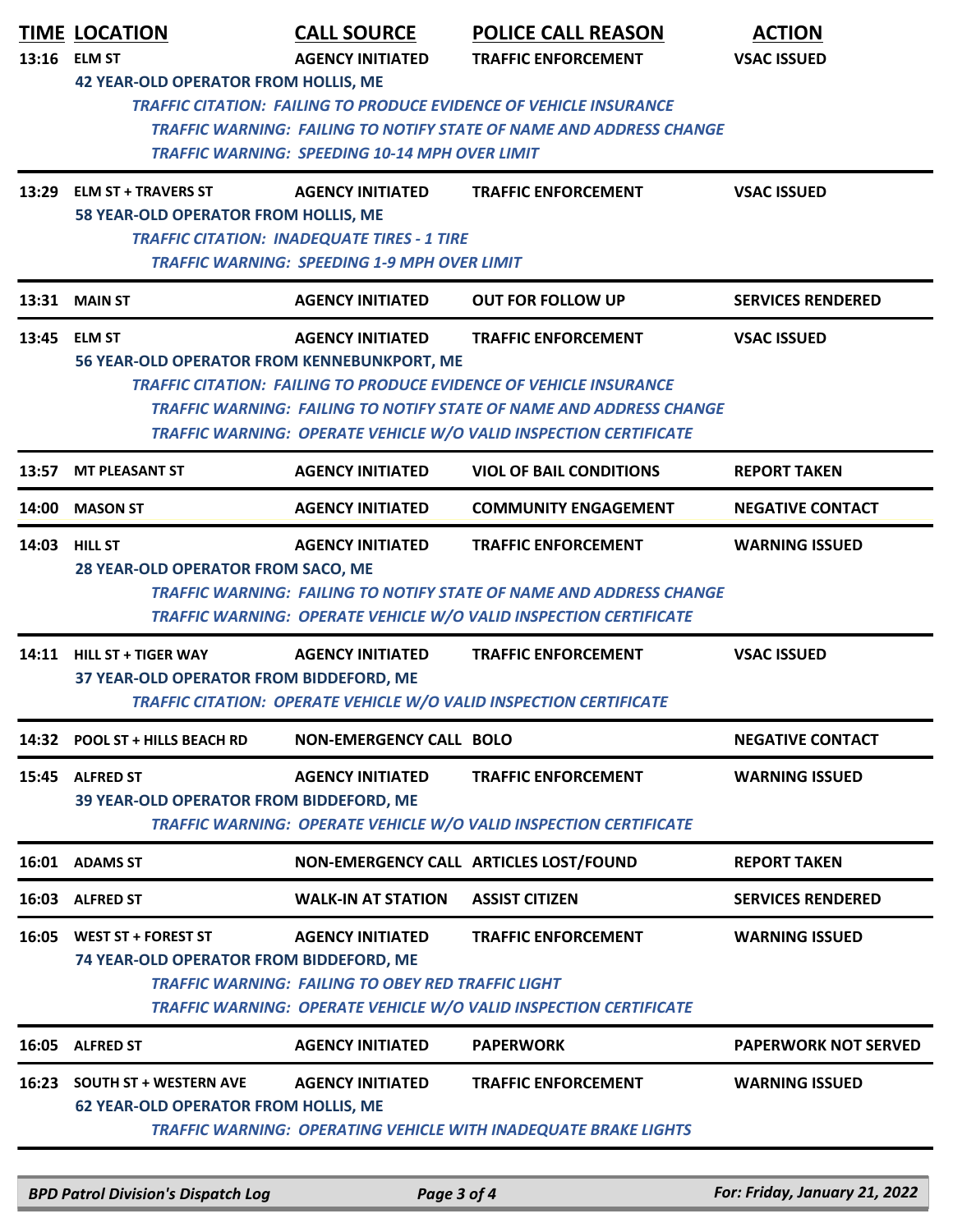| TIME | LOCATION | CALL SOURCE | POLICE CALL REASON | ACTION |
|---|---|---|---|---|
| 13:16 | ELM ST | AGENCY INITIATED | TRAFFIC ENFORCEMENT | VSAC ISSUED |
| | 42 YEAR-OLD OPERATOR FROM HOLLIS, ME | | | |
| | *TRAFFIC CITATION: FAILING TO PRODUCE EVIDENCE OF VEHICLE INSURANCE* | | | |
| | *TRAFFIC WARNING: FAILING TO NOTIFY STATE OF NAME AND ADDRESS CHANGE* | | | |
| | *TRAFFIC WARNING: SPEEDING 10-14 MPH OVER LIMIT* | | | |
| 13:29 | ELM ST + TRAVERS ST | AGENCY INITIATED | TRAFFIC ENFORCEMENT | VSAC ISSUED |
| | 58 YEAR-OLD OPERATOR FROM HOLLIS, ME | | | |
| | *TRAFFIC CITATION: INADEQUATE TIRES - 1 TIRE* | | | |
| | *TRAFFIC WARNING: SPEEDING 1-9 MPH OVER LIMIT* | | | |
| 13:31 | MAIN ST | AGENCY INITIATED | OUT FOR FOLLOW UP | SERVICES RENDERED |
| 13:45 | ELM ST | AGENCY INITIATED | TRAFFIC ENFORCEMENT | VSAC ISSUED |
| | 56 YEAR-OLD OPERATOR FROM KENNEBUNKPORT, ME | | | |
| | *TRAFFIC CITATION: FAILING TO PRODUCE EVIDENCE OF VEHICLE INSURANCE* | | | |
| | *TRAFFIC WARNING: FAILING TO NOTIFY STATE OF NAME AND ADDRESS CHANGE* | | | |
| | *TRAFFIC WARNING: OPERATE VEHICLE W/O VALID INSPECTION CERTIFICATE* | | | |
| 13:57 | MT PLEASANT ST | AGENCY INITIATED | VIOL OF BAIL CONDITIONS | REPORT TAKEN |
| 14:00 | MASON ST | AGENCY INITIATED | COMMUNITY ENGAGEMENT | NEGATIVE CONTACT |
| 14:03 | HILL ST | AGENCY INITIATED | TRAFFIC ENFORCEMENT | WARNING ISSUED |
| | 28 YEAR-OLD OPERATOR FROM SACO, ME | | | |
| | *TRAFFIC WARNING: FAILING TO NOTIFY STATE OF NAME AND ADDRESS CHANGE* | | | |
| | *TRAFFIC WARNING: OPERATE VEHICLE W/O VALID INSPECTION CERTIFICATE* | | | |
| 14:11 | HILL ST + TIGER WAY | AGENCY INITIATED | TRAFFIC ENFORCEMENT | VSAC ISSUED |
| | 37 YEAR-OLD OPERATOR FROM BIDDEFORD, ME | | | |
| | *TRAFFIC CITATION: OPERATE VEHICLE W/O VALID INSPECTION CERTIFICATE* | | | |
| 14:32 | POOL ST + HILLS BEACH RD | NON-EMERGENCY CALL | BOLO | NEGATIVE CONTACT |
| 15:45 | ALFRED ST | AGENCY INITIATED | TRAFFIC ENFORCEMENT | WARNING ISSUED |
| | 39 YEAR-OLD OPERATOR FROM BIDDEFORD, ME | | | |
| | *TRAFFIC WARNING: OPERATE VEHICLE W/O VALID INSPECTION CERTIFICATE* | | | |
| 16:01 | ADAMS ST | NON-EMERGENCY CALL | ARTICLES LOST/FOUND | REPORT TAKEN |
| 16:03 | ALFRED ST | WALK-IN AT STATION | ASSIST CITIZEN | SERVICES RENDERED |
| 16:05 | WEST ST + FOREST ST | AGENCY INITIATED | TRAFFIC ENFORCEMENT | WARNING ISSUED |
| | 74 YEAR-OLD OPERATOR FROM BIDDEFORD, ME | | | |
| | *TRAFFIC WARNING: FAILING TO OBEY RED TRAFFIC LIGHT* | | | |
| | *TRAFFIC WARNING: OPERATE VEHICLE W/O VALID INSPECTION CERTIFICATE* | | | |
| 16:05 | ALFRED ST | AGENCY INITIATED | PAPERWORK | PAPERWORK NOT SERVED |
| 16:23 | SOUTH ST + WESTERN AVE | AGENCY INITIATED | TRAFFIC ENFORCEMENT | WARNING ISSUED |
| | 62 YEAR-OLD OPERATOR FROM HOLLIS, ME | | | |
| | *TRAFFIC WARNING: OPERATING VEHICLE WITH INADEQUATE BRAKE LIGHTS* | | | |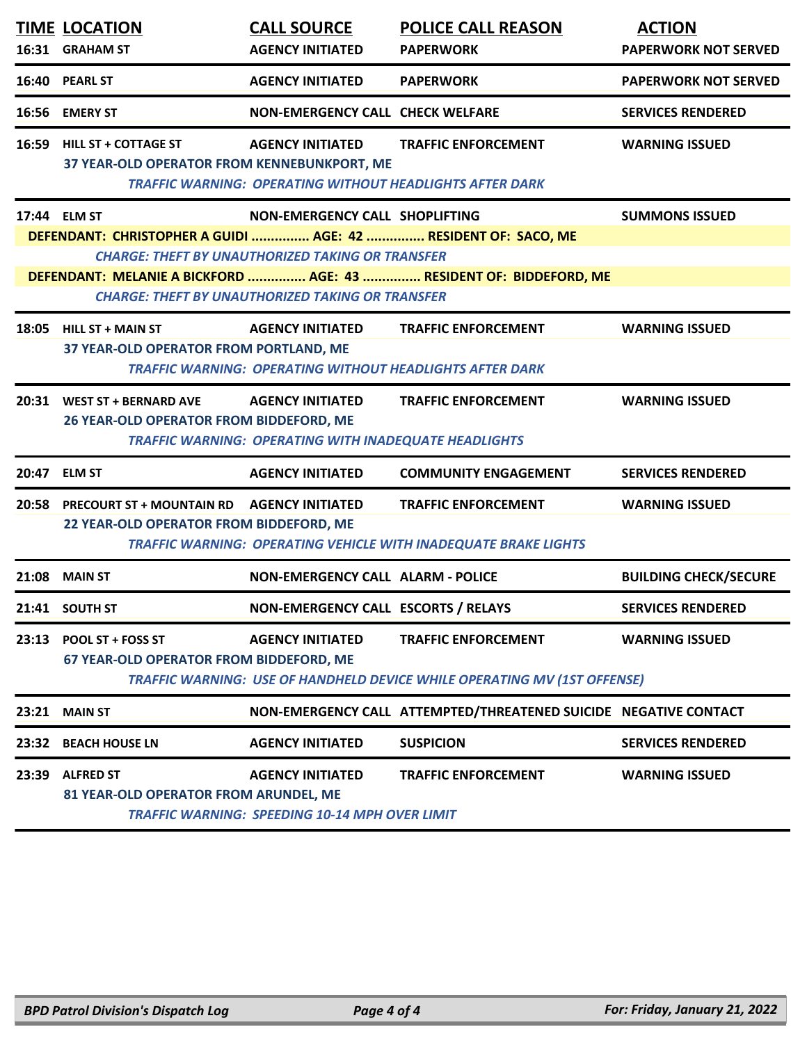| TIME | LOCATION | CALL SOURCE | POLICE CALL REASON | ACTION |
|---|---|---|---|---|
| 16:31 | GRAHAM ST | AGENCY INITIATED | PAPERWORK | PAPERWORK NOT SERVED |
| 16:40 | PEARL ST | AGENCY INITIATED | PAPERWORK | PAPERWORK NOT SERVED |
| 16:56 | EMERY ST | NON-EMERGENCY CALL | CHECK WELFARE | SERVICES RENDERED |
| 16:59 | HILL ST + COTTAGE ST | AGENCY INITIATED | TRAFFIC ENFORCEMENT | WARNING ISSUED |
| | 37 YEAR-OLD OPERATOR FROM KENNEBUNKPORT, ME | | | |
| | *TRAFFIC WARNING: OPERATING WITHOUT HEADLIGHTS AFTER DARK* | | | |
| 17:44 | ELM ST | NON-EMERGENCY CALL | SHOPLIFTING | SUMMONS ISSUED |
| | DEFENDANT: CHRISTOPHER A GUIDI ............... AGE: 42 ............... RESIDENT OF: SACO, ME | | | |
| | *CHARGE: THEFT BY UNAUTHORIZED TAKING OR TRANSFER* | | | |
| | DEFENDANT: MELANIE A BICKFORD ............... AGE: 43 ............... RESIDENT OF: BIDDEFORD, ME | | | |
| | *CHARGE: THEFT BY UNAUTHORIZED TAKING OR TRANSFER* | | | |
| 18:05 | HILL ST + MAIN ST | AGENCY INITIATED | TRAFFIC ENFORCEMENT | WARNING ISSUED |
| | 37 YEAR-OLD OPERATOR FROM PORTLAND, ME | | | |
| | *TRAFFIC WARNING: OPERATING WITHOUT HEADLIGHTS AFTER DARK* | | | |
| 20:31 | WEST ST + BERNARD AVE | AGENCY INITIATED | TRAFFIC ENFORCEMENT | WARNING ISSUED |
| | 26 YEAR-OLD OPERATOR FROM BIDDEFORD, ME | | | |
| | *TRAFFIC WARNING: OPERATING WITH INADEQUATE HEADLIGHTS* | | | |
| 20:47 | ELM ST | AGENCY INITIATED | COMMUNITY ENGAGEMENT | SERVICES RENDERED |
| 20:58 | PRECOURT ST + MOUNTAIN RD | AGENCY INITIATED | TRAFFIC ENFORCEMENT | WARNING ISSUED |
| | 22 YEAR-OLD OPERATOR FROM BIDDEFORD, ME | | | |
| | *TRAFFIC WARNING: OPERATING VEHICLE WITH INADEQUATE BRAKE LIGHTS* | | | |
| 21:08 | MAIN ST | NON-EMERGENCY CALL | ALARM - POLICE | BUILDING CHECK/SECURE |
| 21:41 | SOUTH ST | NON-EMERGENCY CALL | ESCORTS / RELAYS | SERVICES RENDERED |
| 23:13 | POOL ST + FOSS ST | AGENCY INITIATED | TRAFFIC ENFORCEMENT | WARNING ISSUED |
| | 67 YEAR-OLD OPERATOR FROM BIDDEFORD, ME | | | |
| | *TRAFFIC WARNING: USE OF HANDHELD DEVICE WHILE OPERATING MV (1ST OFFENSE)* | | | |
| 23:21 | MAIN ST | NON-EMERGENCY CALL | ATTEMPTED/THREATENED SUICIDE | NEGATIVE CONTACT |
| 23:32 | BEACH HOUSE LN | AGENCY INITIATED | SUSPICION | SERVICES RENDERED |
| 23:39 | ALFRED ST | AGENCY INITIATED | TRAFFIC ENFORCEMENT | WARNING ISSUED |
| | 81 YEAR-OLD OPERATOR FROM ARUNDEL, ME | | | |
| | *TRAFFIC WARNING: SPEEDING 10-14 MPH OVER LIMIT* | | | |